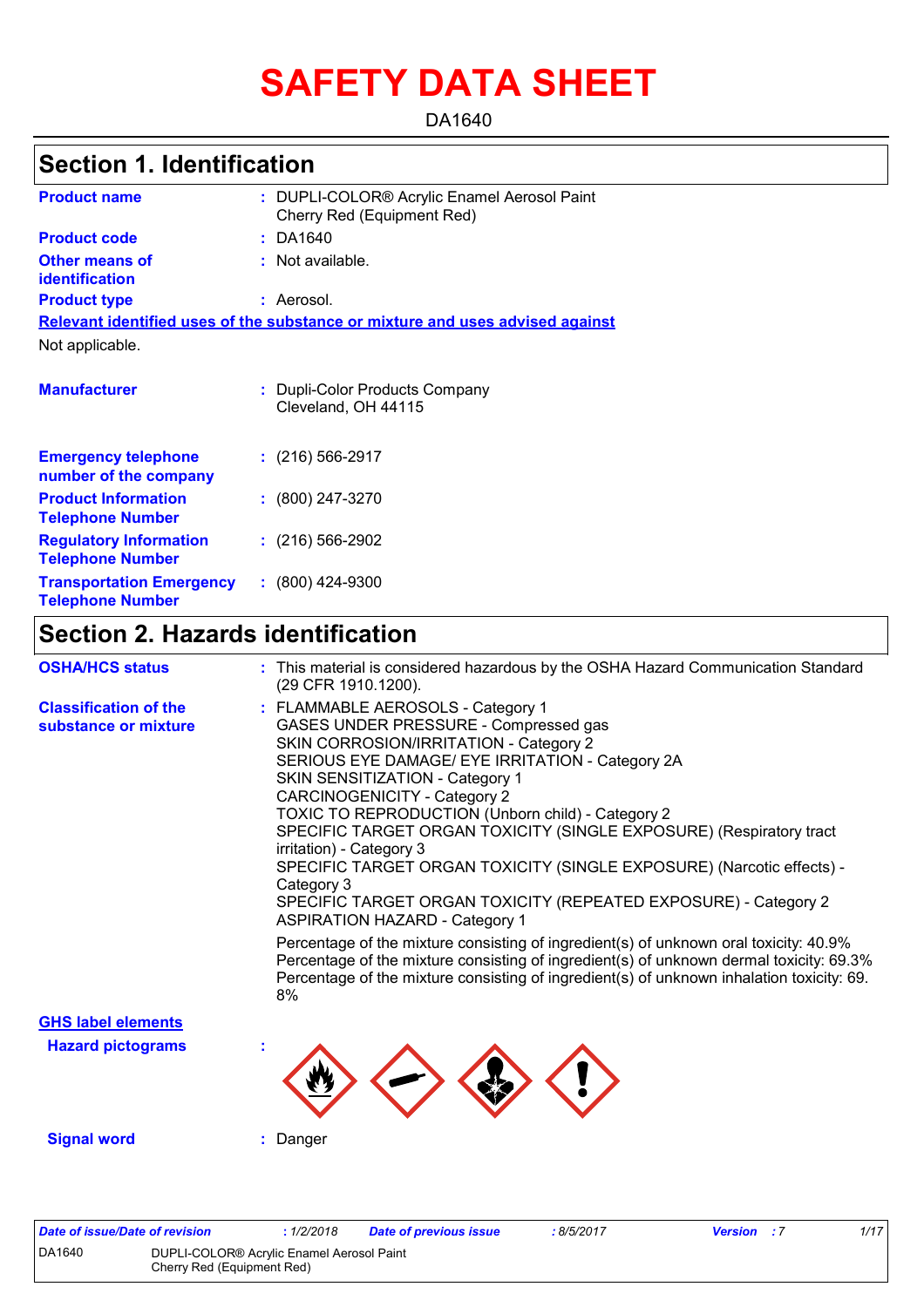# SAFETY DATA SHEET

DA1640

## Section 1. Identification

**Product name** : DUPLI-COLOR® Acrylic Enamel Aerosol Paint Cherry Red (Equipment Red)

**Product code** : DA1640

**Other means of identification** : Not available.

**Product type** : Aerosol.

**Relevant identified uses of the substance or mixture and uses advised against**

Not applicable.

**Manufacturer** : Dupli-Color Products Company
Cleveland, OH 44115

**Emergency telephone number of the company** : (216) 566-2917

**Product Information Telephone Number** : (800) 247-3270

**Regulatory Information Telephone Number** : (216) 566-2902

**Transportation Emergency Telephone Number** : (800) 424-9300

## Section 2. Hazards identification

**OSHA/HCS status** : This material is considered hazardous by the OSHA Hazard Communication Standard (29 CFR 1910.1200).

**Classification of the substance or mixture** : FLAMMABLE AEROSOLS - Category 1
GASES UNDER PRESSURE - Compressed gas
SKIN CORROSION/IRRITATION - Category 2
SERIOUS EYE DAMAGE/ EYE IRRITATION - Category 2A
SKIN SENSITIZATION - Category 1
CARCINOGENICITY - Category 2
TOXIC TO REPRODUCTION (Unborn child) - Category 2
SPECIFIC TARGET ORGAN TOXICITY (SINGLE EXPOSURE) (Respiratory tract irritation) - Category 3
SPECIFIC TARGET ORGAN TOXICITY (SINGLE EXPOSURE) (Narcotic effects) - Category 3
SPECIFIC TARGET ORGAN TOXICITY (REPEATED EXPOSURE) - Category 2
ASPIRATION HAZARD - Category 1

Percentage of the mixture consisting of ingredient(s) of unknown oral toxicity: 40.9%
Percentage of the mixture consisting of ingredient(s) of unknown dermal toxicity: 69.3%
Percentage of the mixture consisting of ingredient(s) of unknown inhalation toxicity: 69.8%

**GHS label elements**

**Hazard pictograms** :

**Signal word** : Danger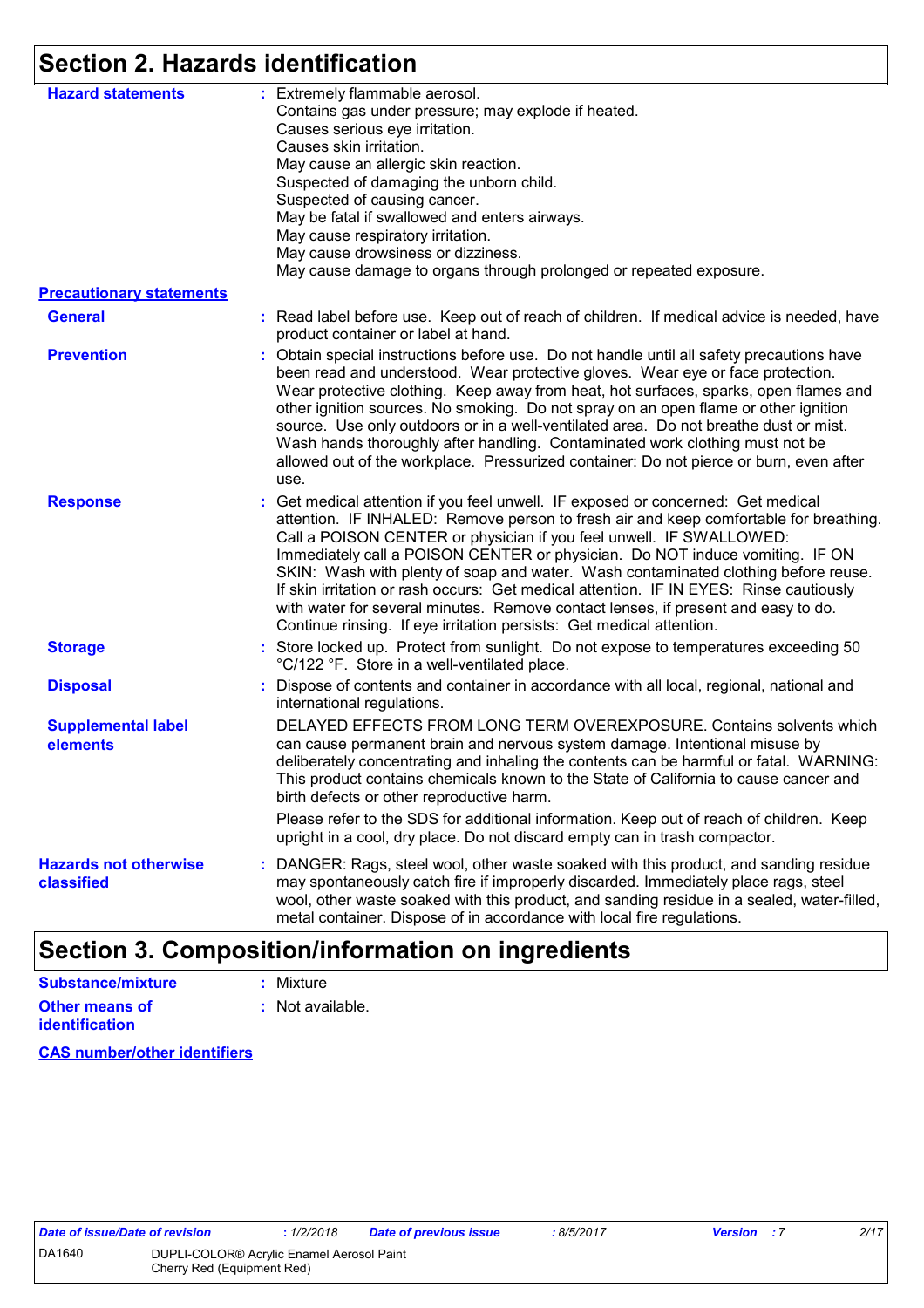## Section 2. Hazards identification

**Hazard statements** : Extremely flammable aerosol.
Contains gas under pressure; may explode if heated.
Causes serious eye irritation.
Causes skin irritation.
May cause an allergic skin reaction.
Suspected of damaging the unborn child.
Suspected of causing cancer.
May be fatal if swallowed and enters airways.
May cause respiratory irritation.
May cause drowsiness or dizziness.
May cause damage to organs through prolonged or repeated exposure.

**Precautionary statements**

**General** : Read label before use. Keep out of reach of children. If medical advice is needed, have product container or label at hand.

**Prevention** : Obtain special instructions before use. Do not handle until all safety precautions have been read and understood. Wear protective gloves. Wear eye or face protection. Wear protective clothing. Keep away from heat, hot surfaces, sparks, open flames and other ignition sources. No smoking. Do not spray on an open flame or other ignition source. Use only outdoors or in a well-ventilated area. Do not breathe dust or mist. Wash hands thoroughly after handling. Contaminated work clothing must not be allowed out of the workplace. Pressurized container: Do not pierce or burn, even after use.

**Response** : Get medical attention if you feel unwell. IF exposed or concerned: Get medical attention. IF INHALED: Remove person to fresh air and keep comfortable for breathing. Call a POISON CENTER or physician if you feel unwell. IF SWALLOWED: Immediately call a POISON CENTER or physician. Do NOT induce vomiting. IF ON SKIN: Wash with plenty of soap and water. Wash contaminated clothing before reuse. If skin irritation or rash occurs: Get medical attention. IF IN EYES: Rinse cautiously with water for several minutes. Remove contact lenses, if present and easy to do. Continue rinsing. If eye irritation persists: Get medical attention.

**Storage** : Store locked up. Protect from sunlight. Do not expose to temperatures exceeding 50 °C/122 °F. Store in a well-ventilated place.

**Disposal** : Dispose of contents and container in accordance with all local, regional, national and international regulations.

**Supplemental label elements** DELAYED EFFECTS FROM LONG TERM OVEREXPOSURE. Contains solvents which can cause permanent brain and nervous system damage. Intentional misuse by deliberately concentrating and inhaling the contents can be harmful or fatal. WARNING: This product contains chemicals known to the State of California to cause cancer and birth defects or other reproductive harm.

Please refer to the SDS for additional information. Keep out of reach of children. Keep upright in a cool, dry place. Do not discard empty can in trash compactor.

**Hazards not otherwise classified** : DANGER: Rags, steel wool, other waste soaked with this product, and sanding residue may spontaneously catch fire if improperly discarded. Immediately place rags, steel wool, other waste soaked with this product, and sanding residue in a sealed, water-filled, metal container. Dispose of in accordance with local fire regulations.

## Section 3. Composition/information on ingredients

**Substance/mixture** : Mixture

**Other means of identification** : Not available.

**CAS number/other identifiers**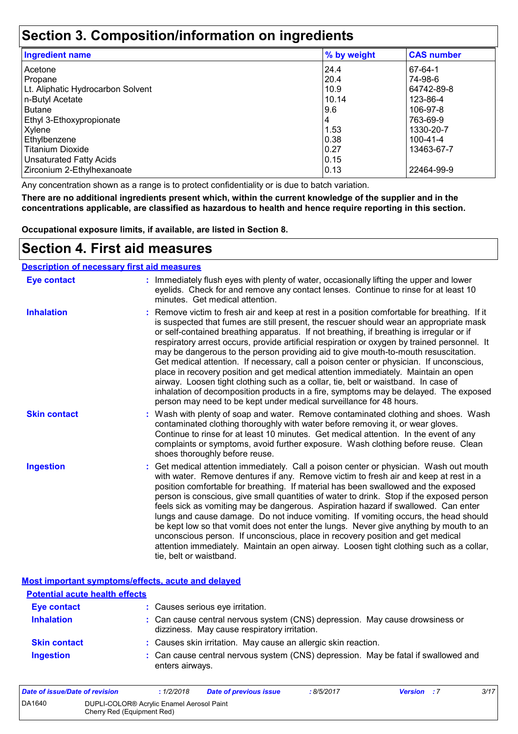## Section 3. Composition/information on ingredients

| Ingredient name | % by weight | CAS number |
|---|---|---|
| Acetone | 24.4 | 67-64-1 |
| Propane | 20.4 | 74-98-6 |
| Lt. Aliphatic Hydrocarbon Solvent | 10.9 | 64742-89-8 |
| n-Butyl Acetate | 10.14 | 123-86-4 |
| Butane | 9.6 | 106-97-8 |
| Ethyl 3-Ethoxypropionate | 4 | 763-69-9 |
| Xylene | 1.53 | 1330-20-7 |
| Ethylbenzene | 0.38 | 100-41-4 |
| Titanium Dioxide | 0.27 | 13463-67-7 |
| Unsaturated Fatty Acids | 0.15 | |
| Zirconium 2-Ethylhexanoate | 0.13 | 22464-99-9 |

Any concentration shown as a range is to protect confidentiality or is due to batch variation.

**There are no additional ingredients present which, within the current knowledge of the supplier and in the concentrations applicable, are classified as hazardous to health and hence require reporting in this section.**

**Occupational exposure limits, if available, are listed in Section 8.**

## Section 4. First aid measures

### Description of necessary first aid measures

**Eye contact** : Immediately flush eyes with plenty of water, occasionally lifting the upper and lower eyelids. Check for and remove any contact lenses. Continue to rinse for at least 10 minutes. Get medical attention.

**Inhalation** : Remove victim to fresh air and keep at rest in a position comfortable for breathing. If it is suspected that fumes are still present, the rescuer should wear an appropriate mask or self-contained breathing apparatus. If not breathing, if breathing is irregular or if respiratory arrest occurs, provide artificial respiration or oxygen by trained personnel. It may be dangerous to the person providing aid to give mouth-to-mouth resuscitation. Get medical attention. If necessary, call a poison center or physician. If unconscious, place in recovery position and get medical attention immediately. Maintain an open airway. Loosen tight clothing such as a collar, tie, belt or waistband. In case of inhalation of decomposition products in a fire, symptoms may be delayed. The exposed person may need to be kept under medical surveillance for 48 hours.

**Skin contact** : Wash with plenty of soap and water. Remove contaminated clothing and shoes. Wash contaminated clothing thoroughly with water before removing it, or wear gloves. Continue to rinse for at least 10 minutes. Get medical attention. In the event of any complaints or symptoms, avoid further exposure. Wash clothing before reuse. Clean shoes thoroughly before reuse.

**Ingestion** : Get medical attention immediately. Call a poison center or physician. Wash out mouth with water. Remove dentures if any. Remove victim to fresh air and keep at rest in a position comfortable for breathing. If material has been swallowed and the exposed person is conscious, give small quantities of water to drink. Stop if the exposed person feels sick as vomiting may be dangerous. Aspiration hazard if swallowed. Can enter lungs and cause damage. Do not induce vomiting. If vomiting occurs, the head should be kept low so that vomit does not enter the lungs. Never give anything by mouth to an unconscious person. If unconscious, place in recovery position and get medical attention immediately. Maintain an open airway. Loosen tight clothing such as a collar, tie, belt or waistband.

### Most important symptoms/effects, acute and delayed

#### Potential acute health effects

**Eye contact** : Causes serious eye irritation.

**Inhalation** : Can cause central nervous system (CNS) depression. May cause drowsiness or dizziness. May cause respiratory irritation.

**Skin contact** : Causes skin irritation. May cause an allergic skin reaction.

**Ingestion** : Can cause central nervous system (CNS) depression. May be fatal if swallowed and enters airways.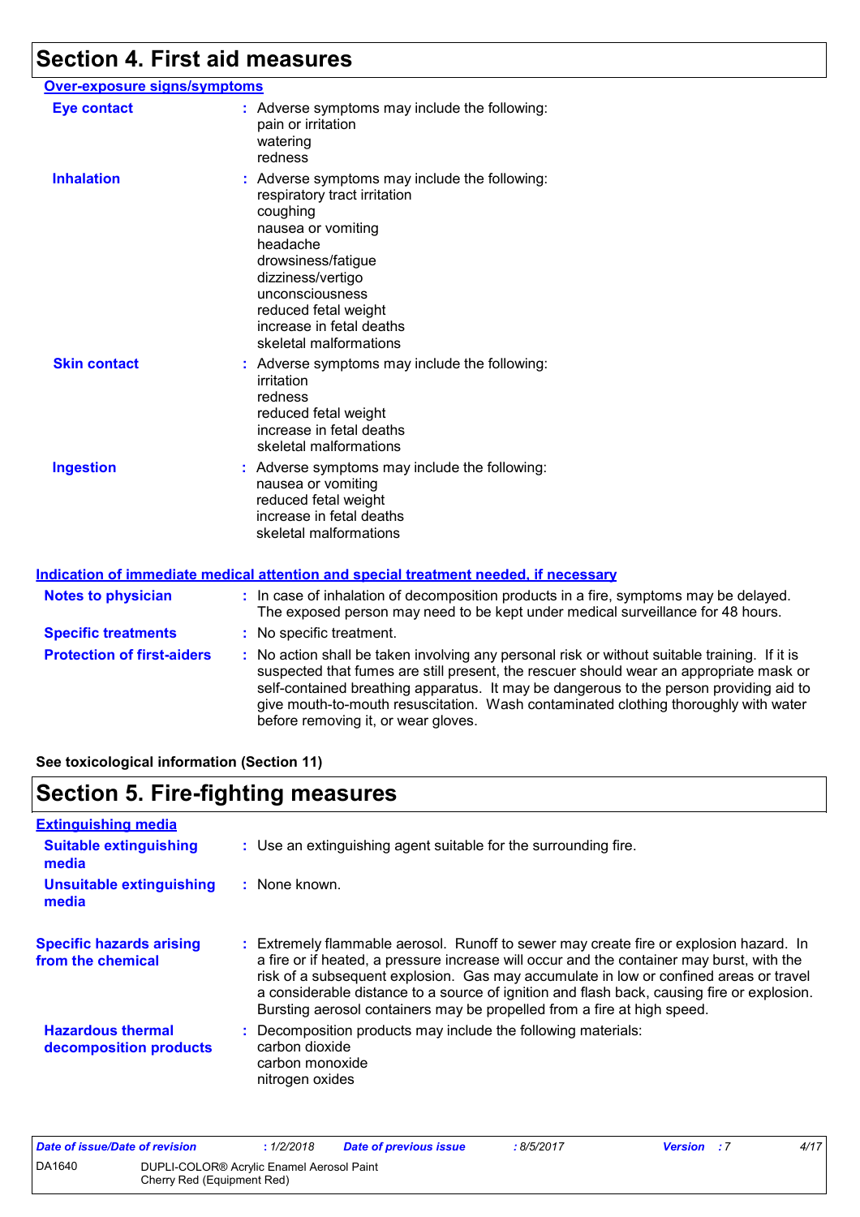# Section 4. First aid measures

**Over-exposure signs/symptoms**

**Eye contact** : Adverse symptoms may include the following:
pain or irritation
watering
redness

**Inhalation** : Adverse symptoms may include the following:
respiratory tract irritation
coughing
nausea or vomiting
headache
drowsiness/fatigue
dizziness/vertigo
unconsciousness
reduced fetal weight
increase in fetal deaths
skeletal malformations

**Skin contact** : Adverse symptoms may include the following:
irritation
redness
reduced fetal weight
increase in fetal deaths
skeletal malformations

**Ingestion** : Adverse symptoms may include the following:
nausea or vomiting
reduced fetal weight
increase in fetal deaths
skeletal malformations

**Indication of immediate medical attention and special treatment needed, if necessary**

**Notes to physician** : In case of inhalation of decomposition products in a fire, symptoms may be delayed. The exposed person may need to be kept under medical surveillance for 48 hours.

**Specific treatments** : No specific treatment.

**Protection of first-aiders** : No action shall be taken involving any personal risk or without suitable training. If it is suspected that fumes are still present, the rescuer should wear an appropriate mask or self-contained breathing apparatus. It may be dangerous to the person providing aid to give mouth-to-mouth resuscitation. Wash contaminated clothing thoroughly with water before removing it, or wear gloves.

**See toxicological information (Section 11)**

# Section 5. Fire-fighting measures

**Extinguishing media**

**Suitable extinguishing media** : Use an extinguishing agent suitable for the surrounding fire.

**Unsuitable extinguishing media** : None known.

**Specific hazards arising from the chemical** : Extremely flammable aerosol. Runoff to sewer may create fire or explosion hazard. In a fire or if heated, a pressure increase will occur and the container may burst, with the risk of a subsequent explosion. Gas may accumulate in low or confined areas or travel a considerable distance to a source of ignition and flash back, causing fire or explosion. Bursting aerosol containers may be propelled from a fire at high speed.

**Hazardous thermal decomposition products** : Decomposition products may include the following materials:
carbon dioxide
carbon monoxide
nitrogen oxides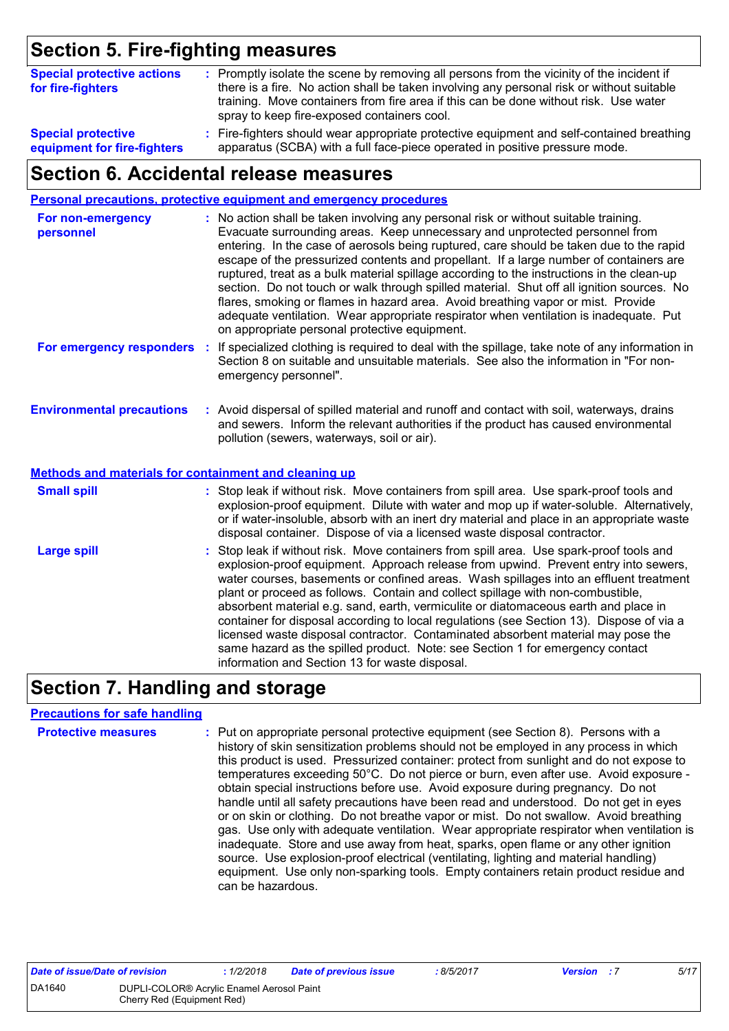## Section 5. Fire-fighting measures

**Special protective actions for fire-fighters** : Promptly isolate the scene by removing all persons from the vicinity of the incident if there is a fire. No action shall be taken involving any personal risk or without suitable training. Move containers from fire area if this can be done without risk. Use water spray to keep fire-exposed containers cool.

**Special protective equipment for fire-fighters** : Fire-fighters should wear appropriate protective equipment and self-contained breathing apparatus (SCBA) with a full face-piece operated in positive pressure mode.

## Section 6. Accidental release measures

### Personal precautions, protective equipment and emergency procedures

**For non-emergency personnel** : No action shall be taken involving any personal risk or without suitable training. Evacuate surrounding areas. Keep unnecessary and unprotected personnel from entering. In the case of aerosols being ruptured, care should be taken due to the rapid escape of the pressurized contents and propellant. If a large number of containers are ruptured, treat as a bulk material spillage according to the instructions in the clean-up section. Do not touch or walk through spilled material. Shut off all ignition sources. No flares, smoking or flames in hazard area. Avoid breathing vapor or mist. Provide adequate ventilation. Wear appropriate respirator when ventilation is inadequate. Put on appropriate personal protective equipment.

**For emergency responders** : If specialized clothing is required to deal with the spillage, take note of any information in Section 8 on suitable and unsuitable materials. See also the information in "For non-emergency personnel".

**Environmental precautions** : Avoid dispersal of spilled material and runoff and contact with soil, waterways, drains and sewers. Inform the relevant authorities if the product has caused environmental pollution (sewers, waterways, soil or air).

### Methods and materials for containment and cleaning up

**Small spill** : Stop leak if without risk. Move containers from spill area. Use spark-proof tools and explosion-proof equipment. Dilute with water and mop up if water-soluble. Alternatively, or if water-insoluble, absorb with an inert dry material and place in an appropriate waste disposal container. Dispose of via a licensed waste disposal contractor.

**Large spill** : Stop leak if without risk. Move containers from spill area. Use spark-proof tools and explosion-proof equipment. Approach release from upwind. Prevent entry into sewers, water courses, basements or confined areas. Wash spillages into an effluent treatment plant or proceed as follows. Contain and collect spillage with non-combustible, absorbent material e.g. sand, earth, vermiculite or diatomaceous earth and place in container for disposal according to local regulations (see Section 13). Dispose of via a licensed waste disposal contractor. Contaminated absorbent material may pose the same hazard as the spilled product. Note: see Section 1 for emergency contact information and Section 13 for waste disposal.

## Section 7. Handling and storage

### Precautions for safe handling

**Protective measures** : Put on appropriate personal protective equipment (see Section 8). Persons with a history of skin sensitization problems should not be employed in any process in which this product is used. Pressurized container: protect from sunlight and do not expose to temperatures exceeding 50°C. Do not pierce or burn, even after use. Avoid exposure - obtain special instructions before use. Avoid exposure during pregnancy. Do not handle until all safety precautions have been read and understood. Do not get in eyes or on skin or clothing. Do not breathe vapor or mist. Do not swallow. Avoid breathing gas. Use only with adequate ventilation. Wear appropriate respirator when ventilation is inadequate. Store and use away from heat, sparks, open flame or any other ignition source. Use explosion-proof electrical (ventilating, lighting and material handling) equipment. Use only non-sparking tools. Empty containers retain product residue and can be hazardous.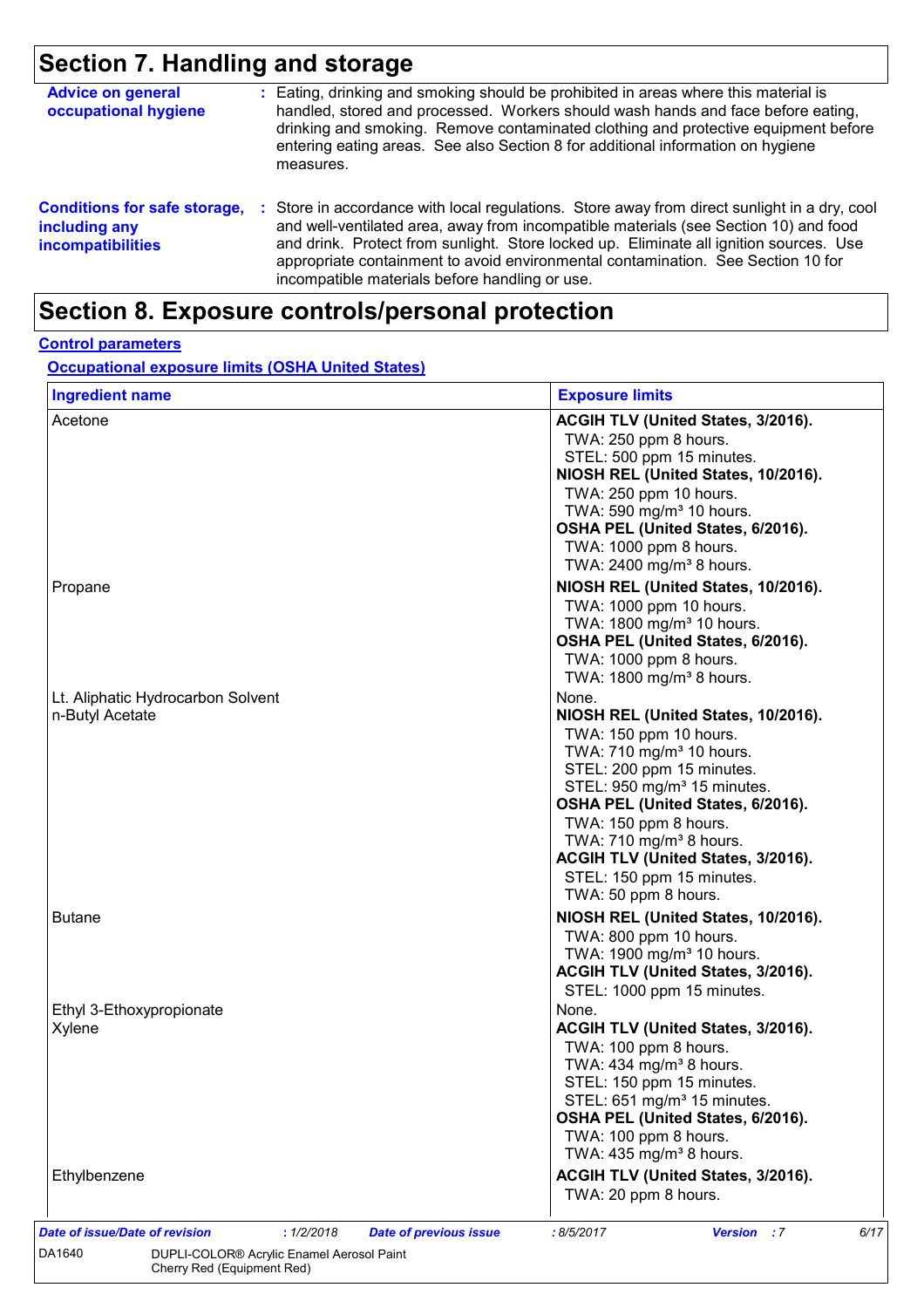# Section 7. Handling and storage

**Advice on general occupational hygiene** : Eating, drinking and smoking should be prohibited in areas where this material is handled, stored and processed. Workers should wash hands and face before eating, drinking and smoking. Remove contaminated clothing and protective equipment before entering eating areas. See also Section 8 for additional information on hygiene measures.

**Conditions for safe storage, including any incompatibilities** : Store in accordance with local regulations. Store away from direct sunlight in a dry, cool and well-ventilated area, away from incompatible materials (see Section 10) and food and drink. Protect from sunlight. Store locked up. Eliminate all ignition sources. Use appropriate containment to avoid environmental contamination. See Section 10 for incompatible materials before handling or use.

# Section 8. Exposure controls/personal protection

## Control parameters

### Occupational exposure limits (OSHA United States)

| Ingredient name | Exposure limits |
| --- | --- |
| Acetone | **ACGIH TLV (United States, 3/2016).**<br>TWA: 250 ppm 8 hours.<br>STEL: 500 ppm 15 minutes.<br>**NIOSH REL (United States, 10/2016).**<br>TWA: 250 ppm 10 hours.<br>TWA: 590 mg/m³ 10 hours.<br>**OSHA PEL (United States, 6/2016).**<br>TWA: 1000 ppm 8 hours.<br>TWA: 2400 mg/m³ 8 hours. |
| Propane | **NIOSH REL (United States, 10/2016).**<br>TWA: 1000 ppm 10 hours.<br>TWA: 1800 mg/m³ 10 hours.<br>**OSHA PEL (United States, 6/2016).**<br>TWA: 1000 ppm 8 hours.<br>TWA: 1800 mg/m³ 8 hours. |
| Lt. Aliphatic Hydrocarbon Solvent | None. |
| n-Butyl Acetate | **NIOSH REL (United States, 10/2016).**<br>TWA: 150 ppm 10 hours.<br>TWA: 710 mg/m³ 10 hours.<br>STEL: 200 ppm 15 minutes.<br>STEL: 950 mg/m³ 15 minutes.<br>**OSHA PEL (United States, 6/2016).**<br>TWA: 150 ppm 8 hours.<br>TWA: 710 mg/m³ 8 hours.<br>**ACGIH TLV (United States, 3/2016).**<br>STEL: 150 ppm 15 minutes.<br>TWA: 50 ppm 8 hours. |
| Butane | **NIOSH REL (United States, 10/2016).**<br>TWA: 800 ppm 10 hours.<br>TWA: 1900 mg/m³ 10 hours.<br>**ACGIH TLV (United States, 3/2016).**<br>STEL: 1000 ppm 15 minutes. |
| Ethyl 3-Ethoxypropionate | None. |
| Xylene | **ACGIH TLV (United States, 3/2016).**<br>TWA: 100 ppm 8 hours.<br>TWA: 434 mg/m³ 8 hours.<br>STEL: 150 ppm 15 minutes.<br>STEL: 651 mg/m³ 15 minutes.<br>**OSHA PEL (United States, 6/2016).**<br>TWA: 100 ppm 8 hours.<br>TWA: 435 mg/m³ 8 hours. |
| Ethylbenzene | **ACGIH TLV (United States, 3/2016).**<br>TWA: 20 ppm 8 hours. |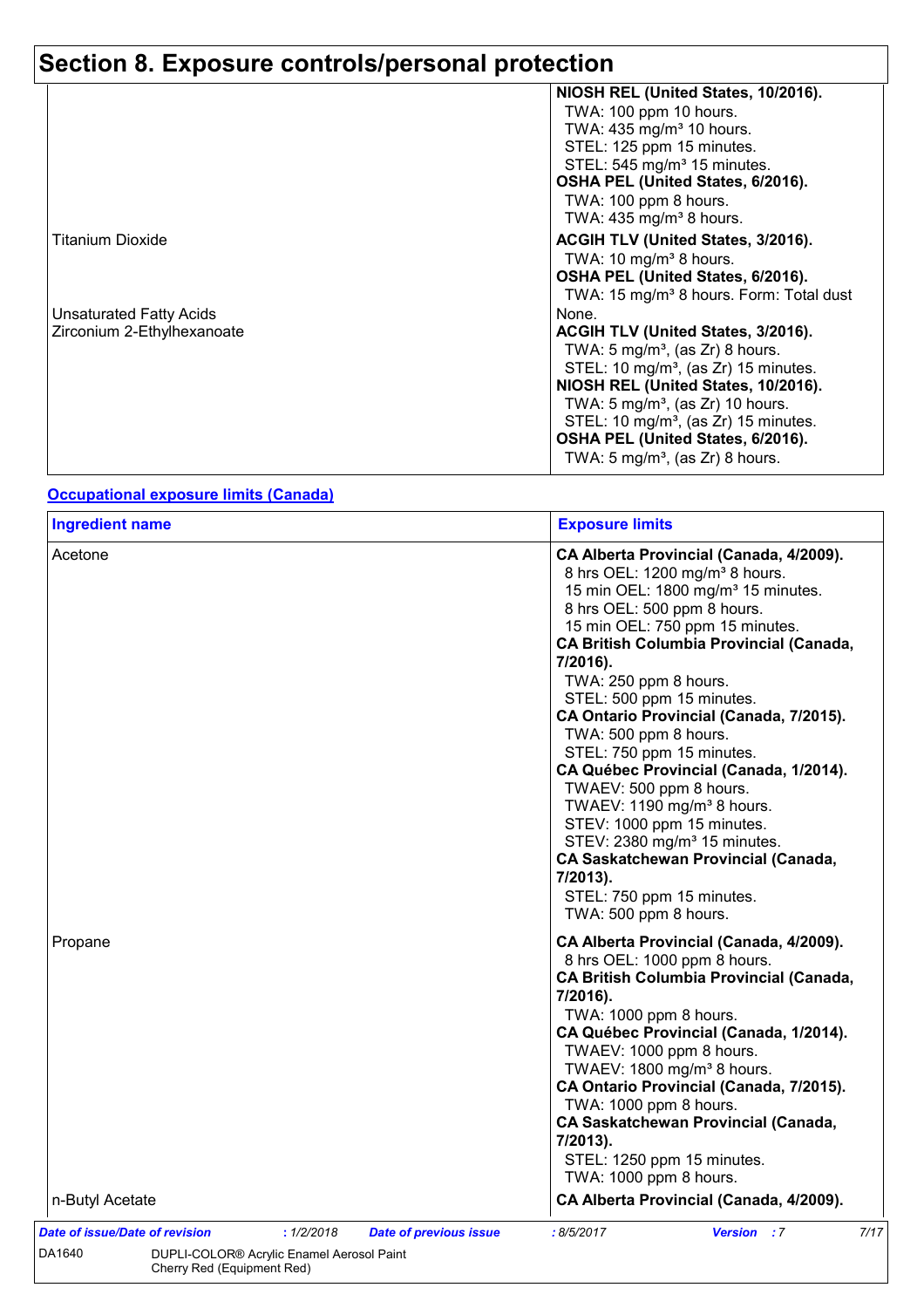## Section 8. Exposure controls/personal protection

| | |
|---|---|
| | **NIOSH REL (United States, 10/2016).**<br>TWA: 100 ppm 10 hours.<br>TWA: 435 mg/m³ 10 hours.<br>STEL: 125 ppm 15 minutes.<br>STEL: 545 mg/m³ 15 minutes.<br>**OSHA PEL (United States, 6/2016).**<br>TWA: 100 ppm 8 hours.<br>TWA: 435 mg/m³ 8 hours. |
| Titanium Dioxide | **ACGIH TLV (United States, 3/2016).**<br>TWA: 10 mg/m³ 8 hours.<br>**OSHA PEL (United States, 6/2016).**<br>TWA: 15 mg/m³ 8 hours. Form: Total dust |
| Unsaturated Fatty Acids | None. |
| Zirconium 2-Ethylhexanoate | **ACGIH TLV (United States, 3/2016).**<br>TWA: 5 mg/m³, (as Zr) 8 hours.<br>STEL: 10 mg/m³, (as Zr) 15 minutes.<br>**NIOSH REL (United States, 10/2016).**<br>TWA: 5 mg/m³, (as Zr) 10 hours.<br>STEL: 10 mg/m³, (as Zr) 15 minutes.<br>**OSHA PEL (United States, 6/2016).**<br>TWA: 5 mg/m³, (as Zr) 8 hours. |

**Occupational exposure limits (Canada)**

| Ingredient name | Exposure limits |
|---|---|
| Acetone | **CA Alberta Provincial (Canada, 4/2009).**<br>8 hrs OEL: 1200 mg/m³ 8 hours.<br>15 min OEL: 1800 mg/m³ 15 minutes.<br>8 hrs OEL: 500 ppm 8 hours.<br>15 min OEL: 750 ppm 15 minutes.<br>**CA British Columbia Provincial (Canada, 7/2016).**<br>TWA: 250 ppm 8 hours.<br>STEL: 500 ppm 15 minutes.<br>**CA Ontario Provincial (Canada, 7/2015).**<br>TWA: 500 ppm 8 hours.<br>STEL: 750 ppm 15 minutes.<br>**CA Québec Provincial (Canada, 1/2014).**<br>TWAEV: 500 ppm 8 hours.<br>TWAEV: 1190 mg/m³ 8 hours.<br>STEV: 1000 ppm 15 minutes.<br>STEV: 2380 mg/m³ 15 minutes.<br>**CA Saskatchewan Provincial (Canada, 7/2013).**<br>STEL: 750 ppm 15 minutes.<br>TWA: 500 ppm 8 hours. |
| Propane | **CA Alberta Provincial (Canada, 4/2009).**<br>8 hrs OEL: 1000 ppm 8 hours.<br>**CA British Columbia Provincial (Canada, 7/2016).**<br>TWA: 1000 ppm 8 hours.<br>**CA Québec Provincial (Canada, 1/2014).**<br>TWAEV: 1000 ppm 8 hours.<br>TWAEV: 1800 mg/m³ 8 hours.<br>**CA Ontario Provincial (Canada, 7/2015).**<br>TWA: 1000 ppm 8 hours.<br>**CA Saskatchewan Provincial (Canada, 7/2013).**<br>STEL: 1250 ppm 15 minutes.<br>TWA: 1000 ppm 8 hours. |
| n-Butyl Acetate | **CA Alberta Provincial (Canada, 4/2009).** |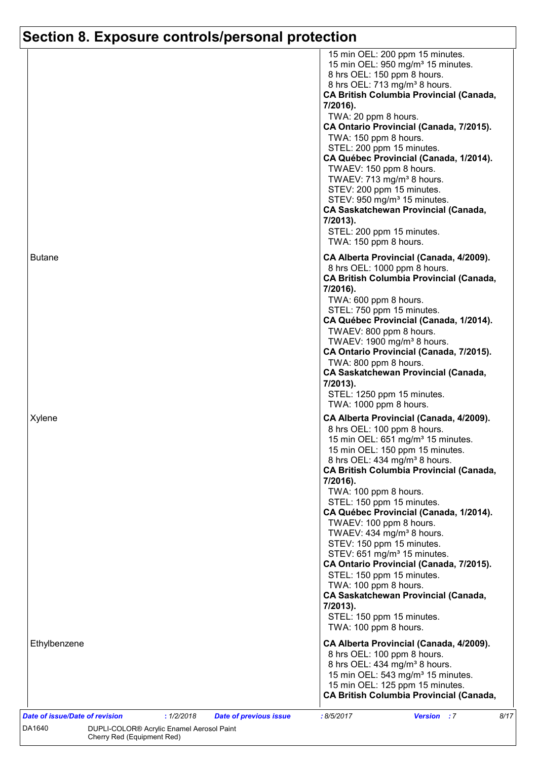# Section 8. Exposure controls/personal protection

| | |
|---|---|
| | 15 min OEL: 200 ppm 15 minutes.<br>15 min OEL: 950 mg/m³ 15 minutes.<br>8 hrs OEL: 150 ppm 8 hours.<br>8 hrs OEL: 713 mg/m³ 8 hours.<br>**CA British Columbia Provincial (Canada, 7/2016).**<br>TWA: 20 ppm 8 hours.<br>**CA Ontario Provincial (Canada, 7/2015).**<br>TWA: 150 ppm 8 hours.<br>STEL: 200 ppm 15 minutes.<br>**CA Québec Provincial (Canada, 1/2014).**<br>TWAEV: 150 ppm 8 hours.<br>TWAEV: 713 mg/m³ 8 hours.<br>STEV: 200 ppm 15 minutes.<br>STEV: 950 mg/m³ 15 minutes.<br>**CA Saskatchewan Provincial (Canada, 7/2013).**<br>STEL: 200 ppm 15 minutes.<br>TWA: 150 ppm 8 hours. |
| Butane | **CA Alberta Provincial (Canada, 4/2009).**<br>8 hrs OEL: 1000 ppm 8 hours.<br>**CA British Columbia Provincial (Canada, 7/2016).**<br>TWA: 600 ppm 8 hours.<br>STEL: 750 ppm 15 minutes.<br>**CA Québec Provincial (Canada, 1/2014).**<br>TWAEV: 800 ppm 8 hours.<br>TWAEV: 1900 mg/m³ 8 hours.<br>**CA Ontario Provincial (Canada, 7/2015).**<br>TWA: 800 ppm 8 hours.<br>**CA Saskatchewan Provincial (Canada, 7/2013).**<br>STEL: 1250 ppm 15 minutes.<br>TWA: 1000 ppm 8 hours. |
| Xylene | **CA Alberta Provincial (Canada, 4/2009).**<br>8 hrs OEL: 100 ppm 8 hours.<br>15 min OEL: 651 mg/m³ 15 minutes.<br>15 min OEL: 150 ppm 15 minutes.<br>8 hrs OEL: 434 mg/m³ 8 hours.<br>**CA British Columbia Provincial (Canada, 7/2016).**<br>TWA: 100 ppm 8 hours.<br>STEL: 150 ppm 15 minutes.<br>**CA Québec Provincial (Canada, 1/2014).**<br>TWAEV: 100 ppm 8 hours.<br>TWAEV: 434 mg/m³ 8 hours.<br>STEV: 150 ppm 15 minutes.<br>STEV: 651 mg/m³ 15 minutes.<br>**CA Ontario Provincial (Canada, 7/2015).**<br>STEL: 150 ppm 15 minutes.<br>TWA: 100 ppm 8 hours.<br>**CA Saskatchewan Provincial (Canada, 7/2013).**<br>STEL: 150 ppm 15 minutes.<br>TWA: 100 ppm 8 hours. |
| Ethylbenzene | **CA Alberta Provincial (Canada, 4/2009).**<br>8 hrs OEL: 100 ppm 8 hours.<br>8 hrs OEL: 434 mg/m³ 8 hours.<br>15 min OEL: 543 mg/m³ 15 minutes.<br>15 min OEL: 125 ppm 15 minutes.<br>**CA British Columbia Provincial (Canada,** |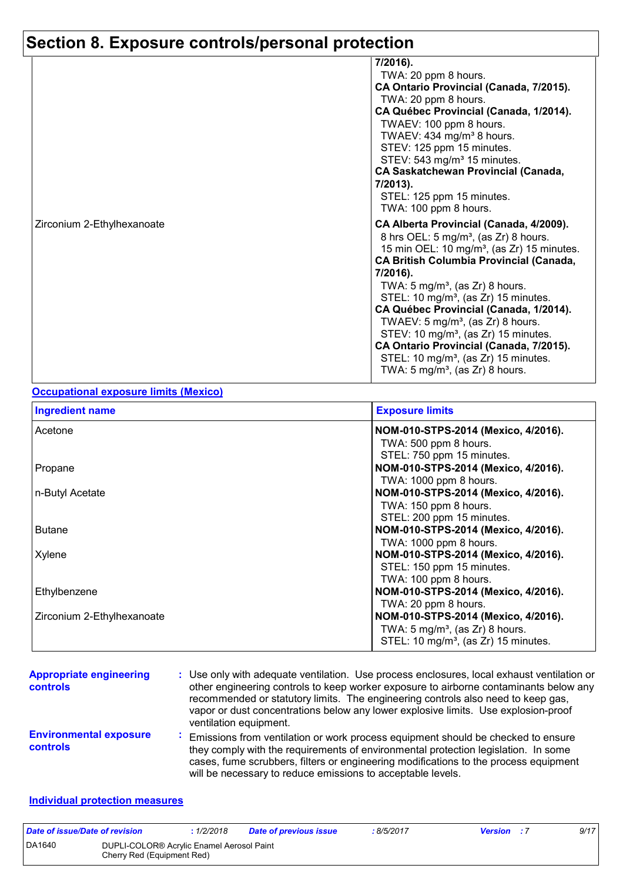# Section 8. Exposure controls/personal protection

| | |
|---|---|
| | **7/2016).** TWA: 20 ppm 8 hours. **CA Ontario Provincial (Canada, 7/2015).** TWA: 20 ppm 8 hours. **CA Québec Provincial (Canada, 1/2014).** TWAEV: 100 ppm 8 hours. TWAEV: 434 mg/m³ 8 hours. STEV: 125 ppm 15 minutes. STEV: 543 mg/m³ 15 minutes. **CA Saskatchewan Provincial (Canada, 7/2013).** STEL: 125 ppm 15 minutes. TWA: 100 ppm 8 hours. |
| Zirconium 2-Ethylhexanoate | **CA Alberta Provincial (Canada, 4/2009).** 8 hrs OEL: 5 mg/m³, (as Zr) 8 hours. 15 min OEL: 10 mg/m³, (as Zr) 15 minutes. **CA British Columbia Provincial (Canada, 7/2016).** TWA: 5 mg/m³, (as Zr) 8 hours. STEL: 10 mg/m³, (as Zr) 15 minutes. **CA Québec Provincial (Canada, 1/2014).** TWAEV: 5 mg/m³, (as Zr) 8 hours. STEV: 10 mg/m³, (as Zr) 15 minutes. **CA Ontario Provincial (Canada, 7/2015).** STEL: 10 mg/m³, (as Zr) 15 minutes. TWA: 5 mg/m³, (as Zr) 8 hours. |

**Occupational exposure limits (Mexico)**

| Ingredient name | Exposure limits |
|---|---|
| Acetone | **NOM-010-STPS-2014 (Mexico, 4/2016).** TWA: 500 ppm 8 hours. STEL: 750 ppm 15 minutes. |
| Propane | **NOM-010-STPS-2014 (Mexico, 4/2016).** TWA: 1000 ppm 8 hours. |
| n-Butyl Acetate | **NOM-010-STPS-2014 (Mexico, 4/2016).** TWA: 150 ppm 8 hours. STEL: 200 ppm 15 minutes. |
| Butane | **NOM-010-STPS-2014 (Mexico, 4/2016).** TWA: 1000 ppm 8 hours. |
| Xylene | **NOM-010-STPS-2014 (Mexico, 4/2016).** STEL: 150 ppm 15 minutes. TWA: 100 ppm 8 hours. |
| Ethylbenzene | **NOM-010-STPS-2014 (Mexico, 4/2016).** TWA: 20 ppm 8 hours. |
| Zirconium 2-Ethylhexanoate | **NOM-010-STPS-2014 (Mexico, 4/2016).** TWA: 5 mg/m³, (as Zr) 8 hours. STEL: 10 mg/m³, (as Zr) 15 minutes. |

**Appropriate engineering controls** : Use only with adequate ventilation. Use process enclosures, local exhaust ventilation or other engineering controls to keep worker exposure to airborne contaminants below any recommended or statutory limits. The engineering controls also need to keep gas, vapor or dust concentrations below any lower explosive limits. Use explosion-proof ventilation equipment.

**Environmental exposure controls** : Emissions from ventilation or work process equipment should be checked to ensure they comply with the requirements of environmental protection legislation. In some cases, fume scrubbers, filters or engineering modifications to the process equipment will be necessary to reduce emissions to acceptable levels.

**Individual protection measures**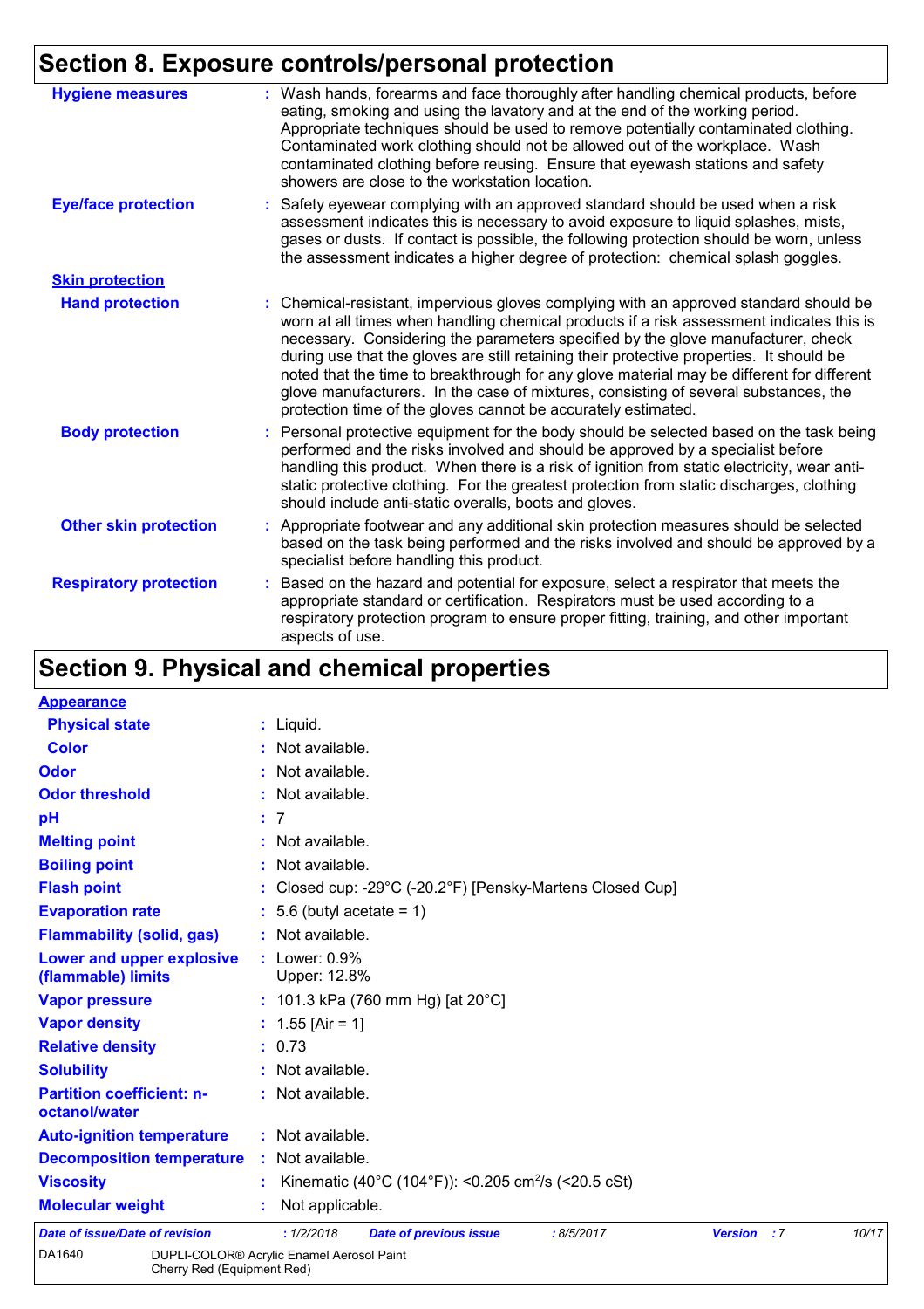## Section 8. Exposure controls/personal protection

| | |
|---|---|
| **Hygiene measures** | : Wash hands, forearms and face thoroughly after handling chemical products, before eating, smoking and using the lavatory and at the end of the working period. Appropriate techniques should be used to remove potentially contaminated clothing. Contaminated work clothing should not be allowed out of the workplace. Wash contaminated clothing before reusing. Ensure that eyewash stations and safety showers are close to the workstation location. |
| **Eye/face protection** | : Safety eyewear complying with an approved standard should be used when a risk assessment indicates this is necessary to avoid exposure to liquid splashes, mists, gases or dusts. If contact is possible, the following protection should be worn, unless the assessment indicates a higher degree of protection: chemical splash goggles. |
| **Skin protection** | |
| **Hand protection** | : Chemical-resistant, impervious gloves complying with an approved standard should be worn at all times when handling chemical products if a risk assessment indicates this is necessary. Considering the parameters specified by the glove manufacturer, check during use that the gloves are still retaining their protective properties. It should be noted that the time to breakthrough for any glove material may be different for different glove manufacturers. In the case of mixtures, consisting of several substances, the protection time of the gloves cannot be accurately estimated. |
| **Body protection** | : Personal protective equipment for the body should be selected based on the task being performed and the risks involved and should be approved by a specialist before handling this product. When there is a risk of ignition from static electricity, wear anti-static protective clothing. For the greatest protection from static discharges, clothing should include anti-static overalls, boots and gloves. |
| **Other skin protection** | : Appropriate footwear and any additional skin protection measures should be selected based on the task being performed and the risks involved and should be approved by a specialist before handling this product. |
| **Respiratory protection** | : Based on the hazard and potential for exposure, select a respirator that meets the appropriate standard or certification. Respirators must be used according to a respiratory protection program to ensure proper fitting, training, and other important aspects of use. |

## Section 9. Physical and chemical properties

| | |
|---|---|
| **Appearance** | |
| **Physical state** | : Liquid. |
| **Color** | : Not available. |
| **Odor** | : Not available. |
| **Odor threshold** | : Not available. |
| **pH** | : 7 |
| **Melting point** | : Not available. |
| **Boiling point** | : Not available. |
| **Flash point** | : Closed cup: -29°C (-20.2°F) [Pensky-Martens Closed Cup] |
| **Evaporation rate** | : 5.6 (butyl acetate = 1) |
| **Flammability (solid, gas)** | : Not available. |
| **Lower and upper explosive (flammable) limits** | : Lower: 0.9%<br>Upper: 12.8% |
| **Vapor pressure** | : 101.3 kPa (760 mm Hg) [at 20°C] |
| **Vapor density** | : 1.55 [Air = 1] |
| **Relative density** | : 0.73 |
| **Solubility** | : Not available. |
| **Partition coefficient: n-octanol/water** | : Not available. |
| **Auto-ignition temperature** | : Not available. |
| **Decomposition temperature** | : Not available. |
| **Viscosity** | : Kinematic (40°C (104°F)): <0.205 $cm^2/s$ (<20.5 cSt) |
| **Molecular weight** | : Not applicable. |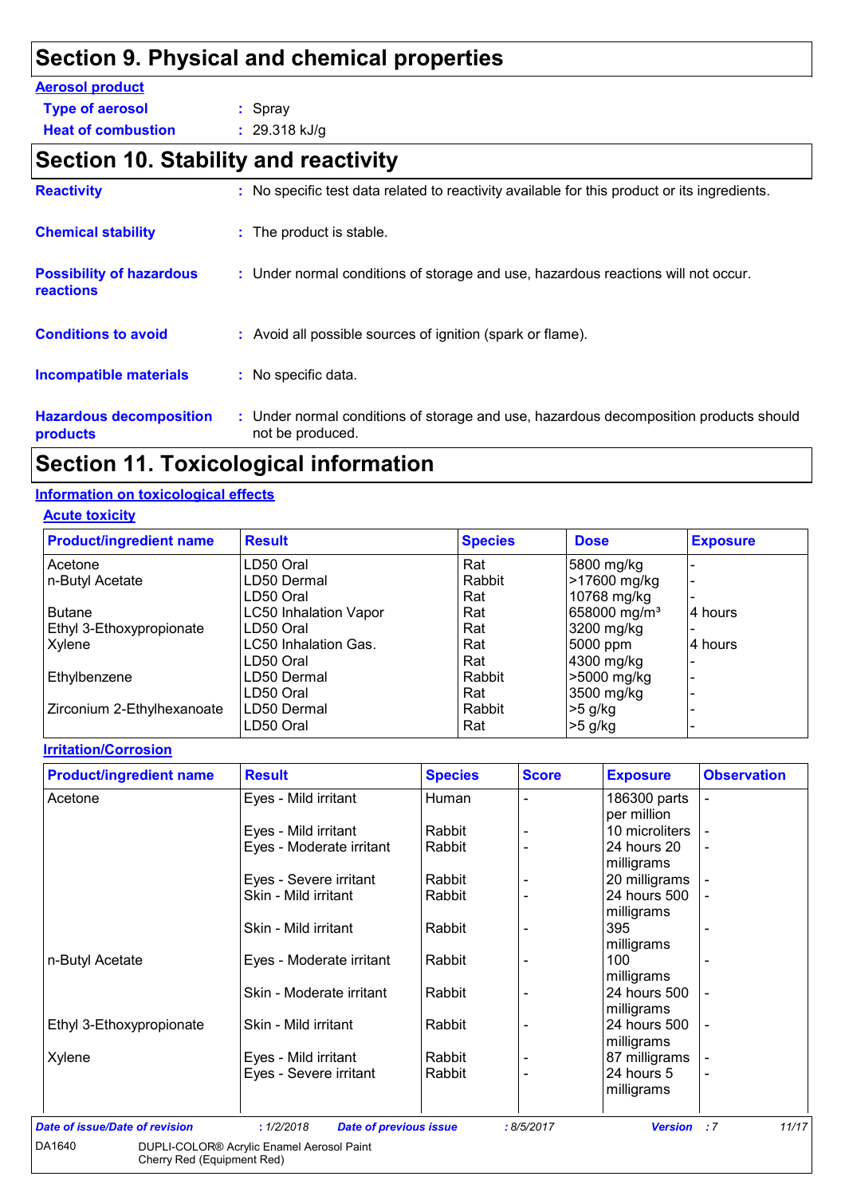# Section 9. Physical and chemical properties

**Aerosol product**

**Type of aerosol** : Spray

**Heat of combustion** : 29.318 kJ/g

# Section 10. Stability and reactivity

**Reactivity** : No specific test data related to reactivity available for this product or its ingredients.

**Chemical stability** : The product is stable.

**Possibility of hazardous reactions** : Under normal conditions of storage and use, hazardous reactions will not occur.

**Conditions to avoid** : Avoid all possible sources of ignition (spark or flame).

**Incompatible materials** : No specific data.

**Hazardous decomposition products** : Under normal conditions of storage and use, hazardous decomposition products should not be produced.

# Section 11. Toxicological information

**Information on toxicological effects**

**Acute toxicity**

| Product/ingredient name | Result | Species | Dose | Exposure |
|---|---|---|---|---|
| Acetone | LD50 Oral | Rat | 5800 mg/kg | - |
| n-Butyl Acetate | LD50 Dermal | Rabbit | >17600 mg/kg | - |
| | LD50 Oral | Rat | 10768 mg/kg | - |
| Butane | LC50 Inhalation Vapor | Rat | 658000 mg/m³ | 4 hours |
| Ethyl 3-Ethoxypropionate | LD50 Oral | Rat | 3200 mg/kg | - |
| Xylene | LC50 Inhalation Gas. | Rat | 5000 ppm | 4 hours |
| | LD50 Oral | Rat | 4300 mg/kg | - |
| Ethylbenzene | LD50 Dermal | Rabbit | >5000 mg/kg | - |
| | LD50 Oral | Rat | 3500 mg/kg | - |
| Zirconium 2-Ethylhexanoate | LD50 Dermal | Rabbit | >5 g/kg | - |
| | LD50 Oral | Rat | >5 g/kg | - |

**Irritation/Corrosion**

| Product/ingredient name | Result | Species | Score | Exposure | Observation |
|---|---|---|---|---|---|
| Acetone | Eyes - Mild irritant | Human | - | 186300 parts per million | - |
| | Eyes - Mild irritant | Rabbit | - | 10 microliters | - |
| | Eyes - Moderate irritant | Rabbit | - | 24 hours 20 milligrams | - |
| | Eyes - Severe irritant | Rabbit | - | 20 milligrams | - |
| | Skin - Mild irritant | Rabbit | - | 24 hours 500 milligrams | - |
| | Skin - Mild irritant | Rabbit | - | 395 milligrams | - |
| n-Butyl Acetate | Eyes - Moderate irritant | Rabbit | - | 100 milligrams | - |
| | Skin - Moderate irritant | Rabbit | - | 24 hours 500 milligrams | - |
| Ethyl 3-Ethoxypropionate | Skin - Mild irritant | Rabbit | - | 24 hours 500 milligrams | - |
| Xylene | Eyes - Mild irritant | Rabbit | - | 87 milligrams | - |
| | Eyes - Severe irritant | Rabbit | - | 24 hours 5 milligrams | - |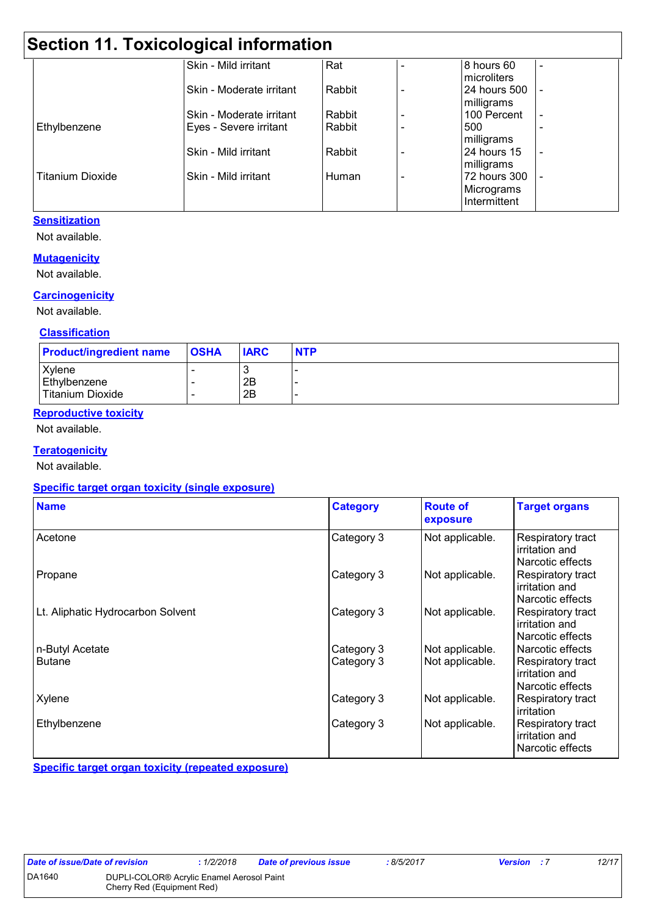## Section 11. Toxicological information

| | | | | | |
|---|---|---|---|---|---|
| | Skin - Mild irritant | Rat | - | 8 hours 60 microliters | - |
| | Skin - Moderate irritant | Rabbit | - | 24 hours 500 milligrams | - |
| | Skin - Moderate irritant | Rabbit | - | 100 Percent | - |
| Ethylbenzene | Eyes - Severe irritant | Rabbit | - | 500 milligrams | - |
| | Skin - Mild irritant | Rabbit | - | 24 hours 15 milligrams | - |
| Titanium Dioxide | Skin - Mild irritant | Human | - | 72 hours 300 Micrograms Intermittent | - |

**Sensitization**

Not available.

**Mutagenicity**

Not available.

**Carcinogenicity**

Not available.

**Classification**

| Product/ingredient name | OSHA | IARC | NTP |
|---|---|---|---|
| Xylene | - | 3 | - |
| Ethylbenzene | - | 2B | - |
| Titanium Dioxide | - | 2B | - |

**Reproductive toxicity**

Not available.

**Teratogenicity**

Not available.

**Specific target organ toxicity (single exposure)**

| Name | Category | Route of exposure | Target organs |
|---|---|---|---|
| Acetone | Category 3 | Not applicable. | Respiratory tract irritation and Narcotic effects |
| Propane | Category 3 | Not applicable. | Respiratory tract irritation and Narcotic effects |
| Lt. Aliphatic Hydrocarbon Solvent | Category 3 | Not applicable. | Respiratory tract irritation and Narcotic effects |
| n-Butyl Acetate | Category 3 | Not applicable. | Narcotic effects |
| Butane | Category 3 | Not applicable. | Respiratory tract irritation and Narcotic effects |
| Xylene | Category 3 | Not applicable. | Respiratory tract irritation |
| Ethylbenzene | Category 3 | Not applicable. | Respiratory tract irritation and Narcotic effects |

**Specific target organ toxicity (repeated exposure)**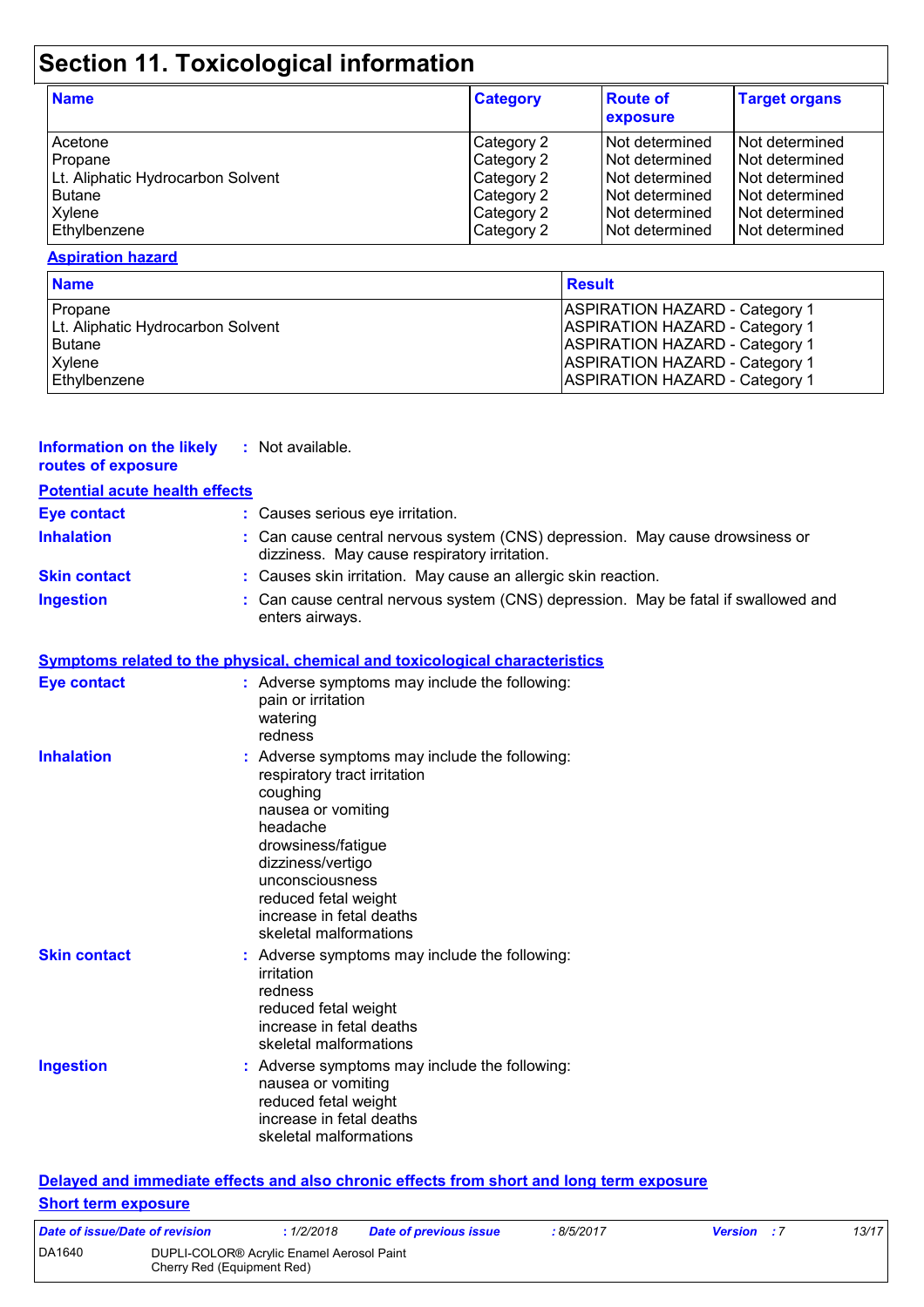# Section 11. Toxicological information

| Name | Category | Route of exposure | Target organs |
|---|---|---|---|
| Acetone | Category 2 | Not determined | Not determined |
| Propane | Category 2 | Not determined | Not determined |
| Lt. Aliphatic Hydrocarbon Solvent | Category 2 | Not determined | Not determined |
| Butane | Category 2 | Not determined | Not determined |
| Xylene | Category 2 | Not determined | Not determined |
| Ethylbenzene | Category 2 | Not determined | Not determined |

**Aspiration hazard**

| Name | Result |
|---|---|
| Propane | ASPIRATION HAZARD - Category 1 |
| Lt. Aliphatic Hydrocarbon Solvent | ASPIRATION HAZARD - Category 1 |
| Butane | ASPIRATION HAZARD - Category 1 |
| Xylene | ASPIRATION HAZARD - Category 1 |
| Ethylbenzene | ASPIRATION HAZARD - Category 1 |

**Information on the likely routes of exposure** : Not available.

**Potential acute health effects**

**Eye contact** : Causes serious eye irritation.

**Inhalation** : Can cause central nervous system (CNS) depression. May cause drowsiness or dizziness. May cause respiratory irritation.

**Skin contact** : Causes skin irritation. May cause an allergic skin reaction.

**Ingestion** : Can cause central nervous system (CNS) depression. May be fatal if swallowed and enters airways.

**Symptoms related to the physical, chemical and toxicological characteristics**

**Eye contact** : Adverse symptoms may include the following:
pain or irritation
watering
redness

**Inhalation** : Adverse symptoms may include the following:
respiratory tract irritation
coughing
nausea or vomiting
headache
drowsiness/fatigue
dizziness/vertigo
unconsciousness
reduced fetal weight
increase in fetal deaths
skeletal malformations

**Skin contact** : Adverse symptoms may include the following:
irritation
redness
reduced fetal weight
increase in fetal deaths
skeletal malformations

**Ingestion** : Adverse symptoms may include the following:
nausea or vomiting
reduced fetal weight
increase in fetal deaths
skeletal malformations

**Delayed and immediate effects and also chronic effects from short and long term exposure**

**Short term exposure**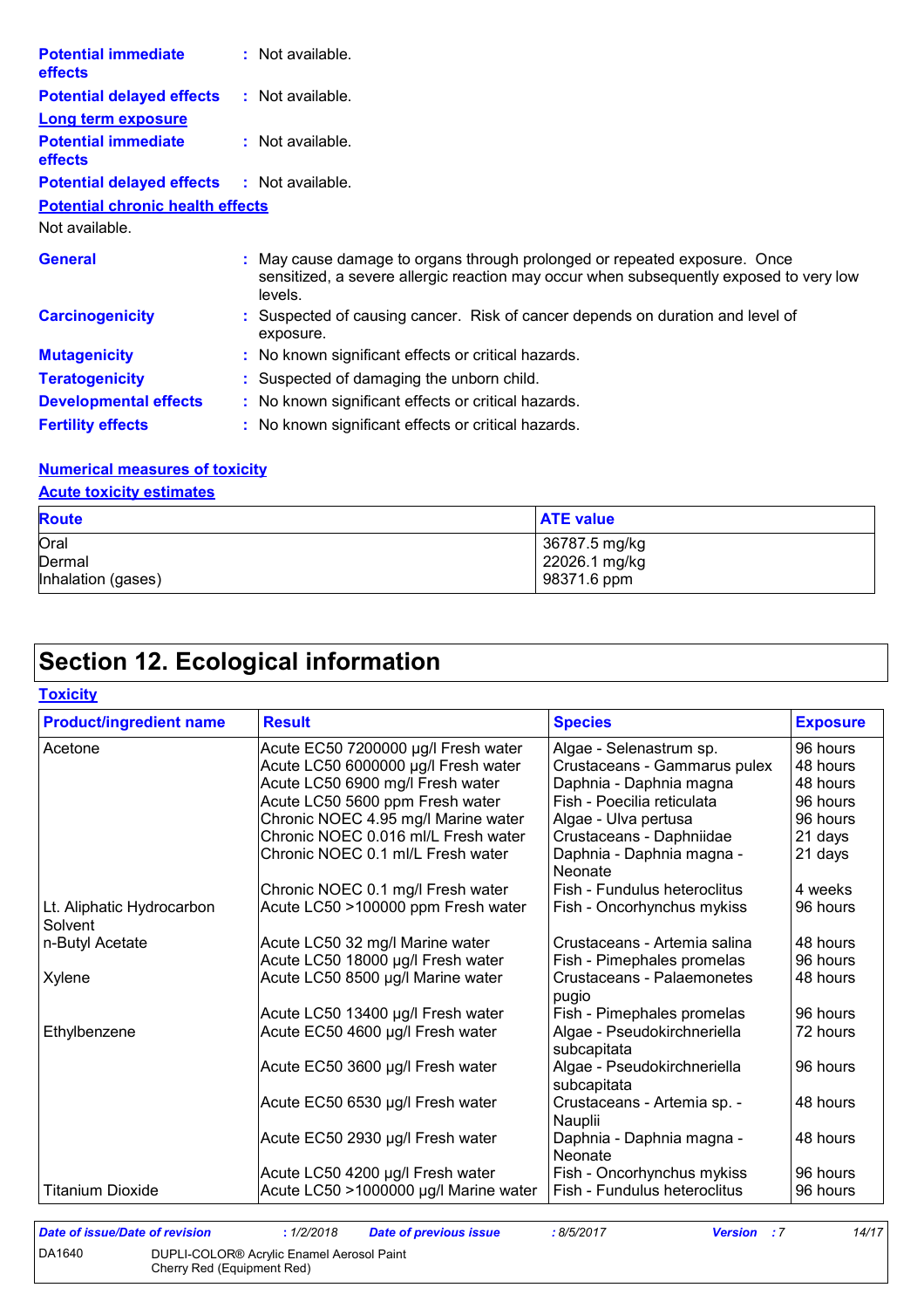**Potential immediate effects** : Not available.

**Potential delayed effects** : Not available.

**Long term exposure**

**Potential immediate effects** : Not available.

**Potential delayed effects** : Not available.

**Potential chronic health effects**

Not available.

**General** : May cause damage to organs through prolonged or repeated exposure. Once sensitized, a severe allergic reaction may occur when subsequently exposed to very low levels.

**Carcinogenicity** : Suspected of causing cancer. Risk of cancer depends on duration and level of exposure.

**Mutagenicity** : No known significant effects or critical hazards.

**Teratogenicity** : Suspected of damaging the unborn child.

**Developmental effects** : No known significant effects or critical hazards.

**Fertility effects** : No known significant effects or critical hazards.

**Numerical measures of toxicity**

**Acute toxicity estimates**

| Route | ATE value |
|---|---|
| Oral | 36787.5 mg/kg |
| Dermal | 22026.1 mg/kg |
| Inhalation (gases) | 98371.6 ppm |

# Section 12. Ecological information

**Toxicity**

| Product/ingredient name | Result | Species | Exposure |
|---|---|---|---|
| Acetone | Acute EC50 7200000 µg/l Fresh water | Algae - Selenastrum sp. | 96 hours |
| | Acute LC50 6000000 µg/l Fresh water | Crustaceans - Gammarus pulex | 48 hours |
| | Acute LC50 6900 mg/l Fresh water | Daphnia - Daphnia magna | 48 hours |
| | Acute LC50 5600 ppm Fresh water | Fish - Poecilia reticulata | 96 hours |
| | Chronic NOEC 4.95 mg/l Marine water | Algae - Ulva pertusa | 96 hours |
| | Chronic NOEC 0.016 ml/L Fresh water | Crustaceans - Daphniidae | 21 days |
| | Chronic NOEC 0.1 ml/L Fresh water | Daphnia - Daphnia magna - Neonate | 21 days |
| | Chronic NOEC 0.1 mg/l Fresh water | Fish - Fundulus heteroclitus | 4 weeks |
| Lt. Aliphatic Hydrocarbon Solvent | Acute LC50 >100000 ppm Fresh water | Fish - Oncorhynchus mykiss | 96 hours |
| n-Butyl Acetate | Acute LC50 32 mg/l Marine water | Crustaceans - Artemia salina | 48 hours |
| | Acute LC50 18000 µg/l Fresh water | Fish - Pimephales promelas | 96 hours |
| Xylene | Acute LC50 8500 µg/l Marine water | Crustaceans - Palaemonetes pugio | 48 hours |
| | Acute LC50 13400 µg/l Fresh water | Fish - Pimephales promelas | 96 hours |
| Ethylbenzene | Acute EC50 4600 µg/l Fresh water | Algae - Pseudokirchneriella subcapitata | 72 hours |
| | Acute EC50 3600 µg/l Fresh water | Algae - Pseudokirchneriella subcapitata | 96 hours |
| | Acute EC50 6530 µg/l Fresh water | Crustaceans - Artemia sp. - Nauplii | 48 hours |
| | Acute EC50 2930 µg/l Fresh water | Daphnia - Daphnia magna - Neonate | 48 hours |
| | Acute LC50 4200 µg/l Fresh water | Fish - Oncorhynchus mykiss | 96 hours |
| Titanium Dioxide | Acute LC50 >1000000 µg/l Marine water | Fish - Fundulus heteroclitus | 96 hours |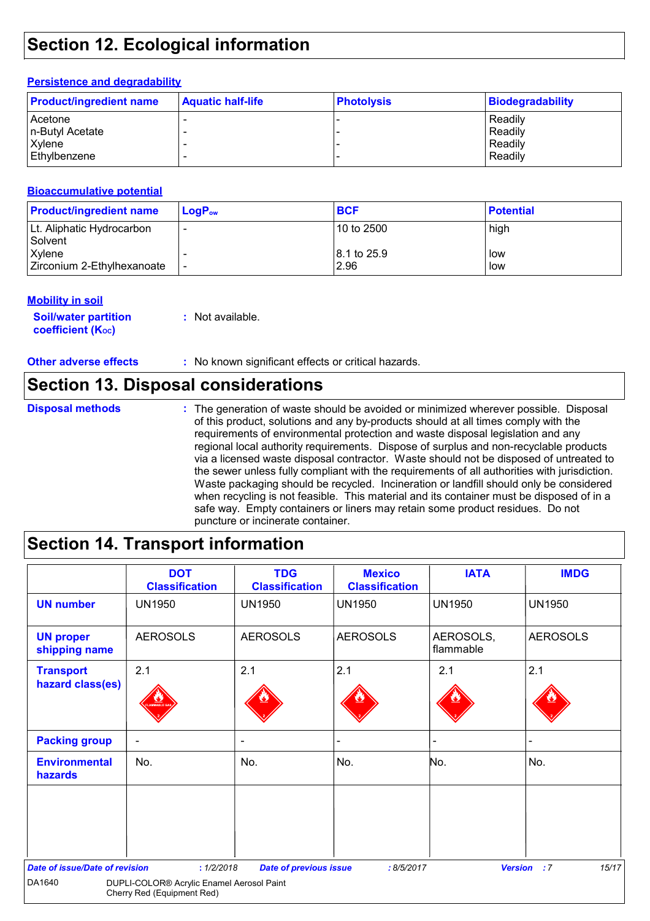# Section 12. Ecological information

## Persistence and degradability

| Product/ingredient name | Aquatic half-life | Photolysis | Biodegradability |
|---|---|---|---|
| Acetone | - | - | Readily |
| n-Butyl Acetate | - | - | Readily |
| Xylene | - | - | Readily |
| Ethylbenzene | - | - | Readily |

## Bioaccumulative potential

| Product/ingredient name | $LogP_{ow}$ | BCF | Potential |
|---|---|---|---|
| Lt. Aliphatic Hydrocarbon Solvent | - | 10 to 2500 | high |
| Xylene | - | 8.1 to 25.9 | low |
| Zirconium 2-Ethylhexanoate | - | 2.96 | low |

## Mobility in soil

**Soil/water partition coefficient ($K_{OC}$)** : Not available.

**Other adverse effects** : No known significant effects or critical hazards.

# Section 13. Disposal considerations

**Disposal methods** : The generation of waste should be avoided or minimized wherever possible. Disposal of this product, solutions and any by-products should at all times comply with the requirements of environmental protection and waste disposal legislation and any regional local authority requirements. Dispose of surplus and non-recyclable products via a licensed waste disposal contractor. Waste should not be disposed of untreated to the sewer unless fully compliant with the requirements of all authorities with jurisdiction. Waste packaging should be recycled. Incineration or landfill should only be considered when recycling is not feasible. This material and its container must be disposed of in a safe way. Empty containers or liners may retain some product residues. Do not puncture or incinerate container.

# Section 14. Transport information

| | DOT Classification | TDG Classification | Mexico Classification | IATA | IMDG |
|---|---|---|---|---|---|
| UN number | UN1950 | UN1950 | UN1950 | UN1950 | UN1950 |
| UN proper shipping name | AEROSOLS | AEROSOLS | AEROSOLS | AEROSOLS, flammable | AEROSOLS |
| Transport hazard class(es) | 2.1 | 2.1 | 2.1 | 2.1 | 2.1 |
| Packing group | - | - | - | - | - |
| Environmental hazards | No. | No. | No. | No. | No. |

*Date of issue/Date of revision* : 1/2/2018 *Date of previous issue* : 8/5/2017 *Version* : 7

DA1640 DUPLI-COLOR® Acrylic Enamel Aerosol Paint Cherry Red (Equipment Red)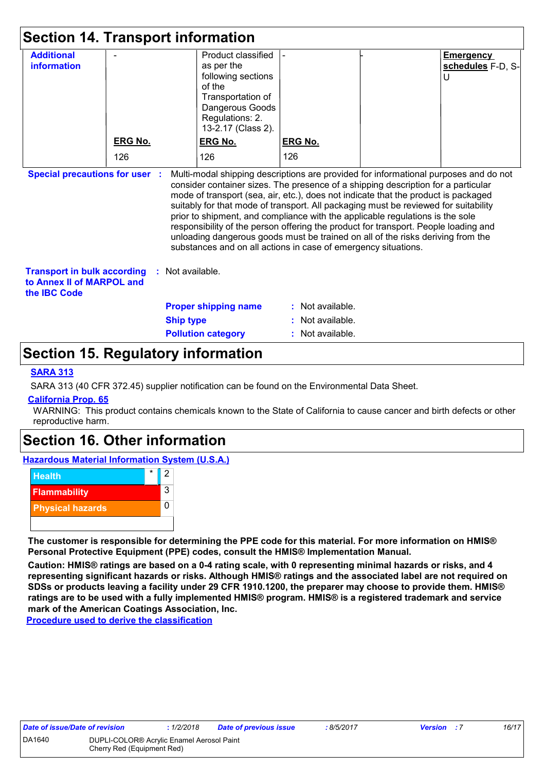## Section 14. Transport information

| Additional information | - | Product classified as per the following sections of the Transportation of Dangerous Goods Regulations: 2.13-2.17 (Class 2). | - | - | **Emergency schedules** F-D, S-U |
|---|---|---|---|---|---|
| | **ERG No.** | **ERG No.** | **ERG No.** | | |
| | 126 | 126 | 126 | | |

**Special precautions for user** : Multi-modal shipping descriptions are provided for informational purposes and do not consider container sizes. The presence of a shipping description for a particular mode of transport (sea, air, etc.), does not indicate that the product is packaged suitably for that mode of transport. All packaging must be reviewed for suitability prior to shipment, and compliance with the applicable regulations is the sole responsibility of the person offering the product for transport. People loading and unloading dangerous goods must be trained on all of the risks deriving from the substances and on all actions in case of emergency situations.

**Transport in bulk according to Annex II of MARPOL and the IBC Code** : Not available.

**Proper shipping name** : Not available.

**Ship type** : Not available.

**Pollution category** : Not available.

## Section 15. Regulatory information

**SARA 313**

SARA 313 (40 CFR 372.45) supplier notification can be found on the Environmental Data Sheet.

**California Prop. 65**

WARNING: This product contains chemicals known to the State of California to cause cancer and birth defects or other reproductive harm.

## Section 16. Other information

**Hazardous Material Information System (U.S.A.)**

| | | |
|---|---|---|
| Health | * | 2 |
| Flammability | | 3 |
| Physical hazards | | 0 |

**The customer is responsible for determining the PPE code for this material. For more information on HMIS® Personal Protective Equipment (PPE) codes, consult the HMIS® Implementation Manual.**

**Caution: HMIS® ratings are based on a 0-4 rating scale, with 0 representing minimal hazards or risks, and 4 representing significant hazards or risks. Although HMIS® ratings and the associated label are not required on SDSs or products leaving a facility under 29 CFR 1910.1200, the preparer may choose to provide them. HMIS® ratings are to be used with a fully implemented HMIS® program. HMIS® is a registered trademark and service mark of the American Coatings Association, Inc.**

**Procedure used to derive the classification**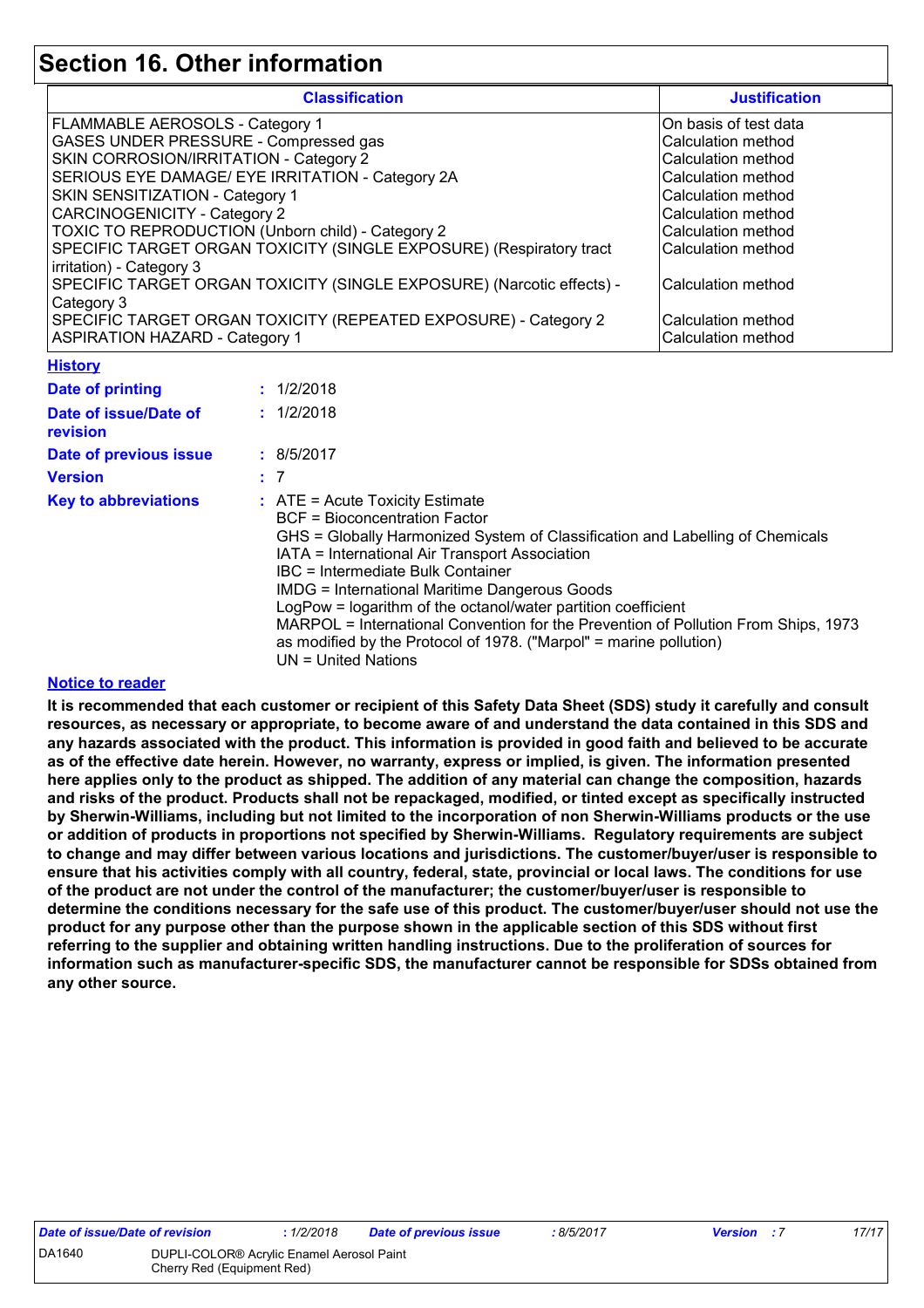# Section 16. Other information

| Classification | Justification |
| --- | --- |
| FLAMMABLE AEROSOLS - Category 1 | On basis of test data |
| GASES UNDER PRESSURE - Compressed gas | Calculation method |
| SKIN CORROSION/IRRITATION - Category 2 | Calculation method |
| SERIOUS EYE DAMAGE/ EYE IRRITATION - Category 2A | Calculation method |
| SKIN SENSITIZATION - Category 1 | Calculation method |
| CARCINOGENICITY - Category 2 | Calculation method |
| TOXIC TO REPRODUCTION (Unborn child) - Category 2 | Calculation method |
| SPECIFIC TARGET ORGAN TOXICITY (SINGLE EXPOSURE) (Respiratory tract irritation) - Category 3 | Calculation method |
| SPECIFIC TARGET ORGAN TOXICITY (SINGLE EXPOSURE) (Narcotic effects) - Category 3 | Calculation method |
| SPECIFIC TARGET ORGAN TOXICITY (REPEATED EXPOSURE) - Category 2 | Calculation method |
| ASPIRATION HAZARD - Category 1 | Calculation method |

**History**

**Date of printing** : 1/2/2018

**Date of issue/Date of revision** : 1/2/2018

**Date of previous issue** : 8/5/2017

**Version** : 7

**Key to abbreviations** :
ATE = Acute Toxicity Estimate
BCF = Bioconcentration Factor
GHS = Globally Harmonized System of Classification and Labelling of Chemicals
IATA = International Air Transport Association
IBC = Intermediate Bulk Container
IMDG = International Maritime Dangerous Goods
LogPow = logarithm of the octanol/water partition coefficient
MARPOL = International Convention for the Prevention of Pollution From Ships, 1973 as modified by the Protocol of 1978. ("Marpol" = marine pollution)
UN = United Nations

**Notice to reader**

**It is recommended that each customer or recipient of this Safety Data Sheet (SDS) study it carefully and consult resources, as necessary or appropriate, to become aware of and understand the data contained in this SDS and any hazards associated with the product. This information is provided in good faith and believed to be accurate as of the effective date herein. However, no warranty, express or implied, is given. The information presented here applies only to the product as shipped. The addition of any material can change the composition, hazards and risks of the product. Products shall not be repackaged, modified, or tinted except as specifically instructed by Sherwin-Williams, including but not limited to the incorporation of non Sherwin-Williams products or the use or addition of products in proportions not specified by Sherwin-Williams. Regulatory requirements are subject to change and may differ between various locations and jurisdictions. The customer/buyer/user is responsible to ensure that his activities comply with all country, federal, state, provincial or local laws. The conditions for use of the product are not under the control of the manufacturer; the customer/buyer/user is responsible to determine the conditions necessary for the safe use of this product. The customer/buyer/user should not use the product for any purpose other than the purpose shown in the applicable section of this SDS without first referring to the supplier and obtaining written handling instructions. Due to the proliferation of sources for information such as manufacturer-specific SDS, the manufacturer cannot be responsible for SDSs obtained from any other source.**